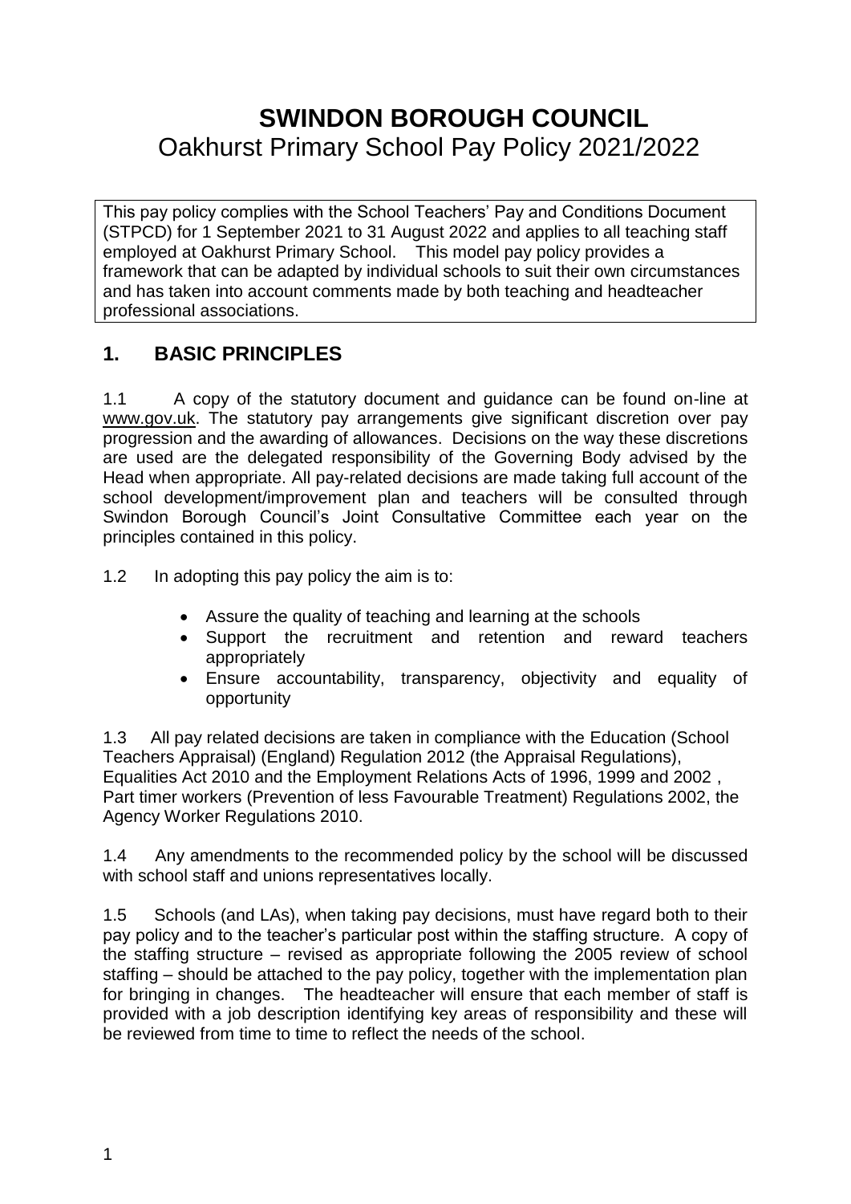# SWINDON BOROUGH COUNCIL

Oakhurst Primary School Pay Policy 2021/2022

This pay policy complies with the School Teachers' Pay and Conditions Document (STPCD) for 1 September 2021 to 31 August 2022 and applies to all teaching staff employed at Oakhurst Primary School. This model pay policy provides a framework that can be adapted by individual schools to suit their own circumstances and has taken into account comments made by both teaching and headteacher professional associations.

## 1. BASIC PRINCIPLES

1.1 A copy of the statutory document and guidance can be found on-line at www.gov.uk. The statutory pay arrangements give significant discretion over pay progression and the awarding of allowances. Decisions on the way these discretions are used are the delegated responsibility of the Governing Body advised by the Head when appropriate. All pay-related decisions are made taking full account of the school development/improvement plan and teachers will be consulted through Swindon Borough Council's Joint Consultative Committee each year on the principles contained in this policy.

1.2 In adopting this pay policy the aim is to:

- Assure the quality of teaching and learning at the schools
- Support the recruitment and retention and reward teachers appropriately
- Ensure accountability, transparency, objectivity and equality of opportunity

1.3 All pay related decisions are taken in compliance with the Education (School Teachers Appraisal) (England) Regulation 2012 (the Appraisal Regulations), Equalities Act 2010 and the Employment Relations Acts of 1996, 1999 and 2002 , Part timer workers (Prevention of less Favourable Treatment) Regulations 2002, the Agency Worker Regulations 2010.

1.4 Any amendments to the recommended policy by the school will be discussed with school staff and unions representatives locally.

1.5 Schools (and LAs), when taking pay decisions, must have regard both to their pay policy and to the teacher's particular post within the staffing structure. A copy of the staffing structure – revised as appropriate following the 2005 review of school staffing – should be attached to the pay policy, together with the implementation plan for bringing in changes. The headteacher will ensure that each member of staff is provided with a job description identifying key areas of responsibility and these will be reviewed from time to time to reflect the needs of the school.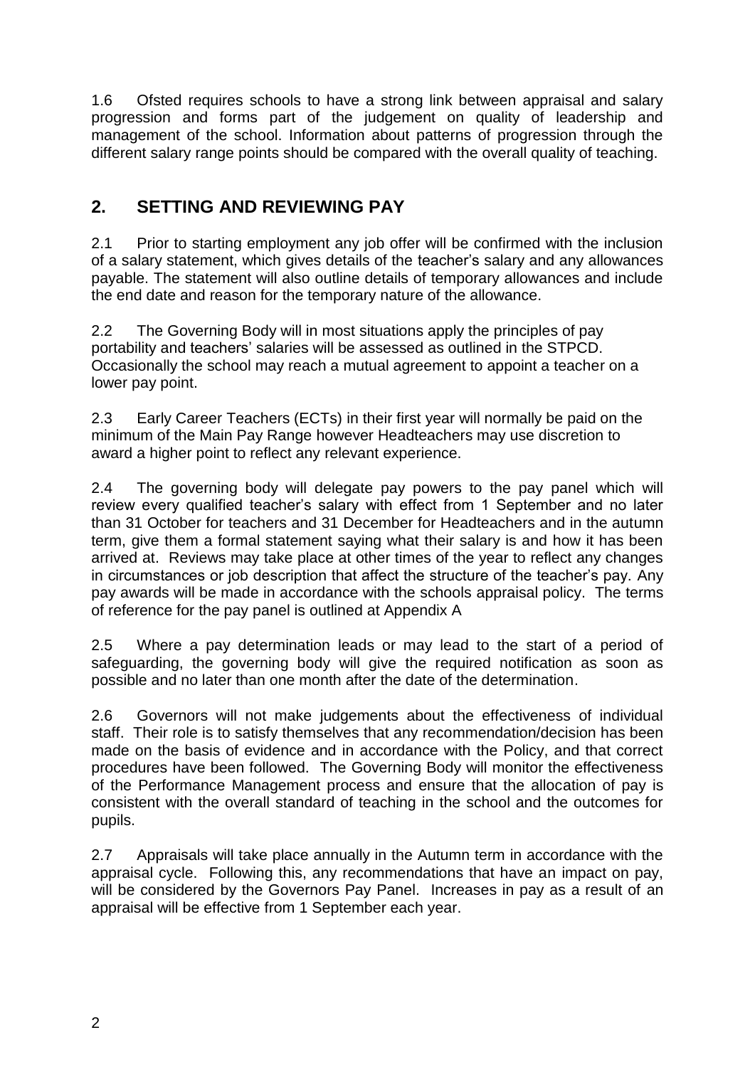1.6 Ofsted requires schools to have a strong link between appraisal and salary progression and forms part of the judgement on quality of leadership and management of the school. Information about patterns of progression through the different salary range points should be compared with the overall quality of teaching.

## 2. SETTING AND REVIEWING PAY

2.1 Prior to starting employment any job offer will be confirmed with the inclusion of a salary statement, which gives details of the teacher's salary and any allowances payable. The statement will also outline details of temporary allowances and include the end date and reason for the temporary nature of the allowance.

2.2 The Governing Body will in most situations apply the principles of pay portability and teachers' salaries will be assessed as outlined in the STPCD. Occasionally the school may reach a mutual agreement to appoint a teacher on a lower pay point.

2.3 Early Career Teachers (ECTs) in their first year will normally be paid on the minimum of the Main Pay Range however Headteachers may use discretion to award a higher point to reflect any relevant experience.

2.4 The governing body will delegate pay powers to the pay panel which will review every qualified teacher's salary with effect from 1 September and no later than 31 October for teachers and 31 December for Headteachers and in the autumn term, give them a formal statement saying what their salary is and how it has been arrived at. Reviews may take place at other times of the year to reflect any changes in circumstances or job description that affect the structure of the teacher's pay. Any pay awards will be made in accordance with the schools appraisal policy. The terms of reference for the pay panel is outlined at Appendix A

2.5 Where a pay determination leads or may lead to the start of a period of safeguarding, the governing body will give the required notification as soon as possible and no later than one month after the date of the determination.

2.6 Governors will not make judgements about the effectiveness of individual staff. Their role is to satisfy themselves that any recommendation/decision has been made on the basis of evidence and in accordance with the Policy, and that correct procedures have been followed. The Governing Body will monitor the effectiveness of the Performance Management process and ensure that the allocation of pay is consistent with the overall standard of teaching in the school and the outcomes for pupils.

2.7 Appraisals will take place annually in the Autumn term in accordance with the appraisal cycle. Following this, any recommendations that have an impact on pay, will be considered by the Governors Pay Panel. Increases in pay as a result of an appraisal will be effective from 1 September each year.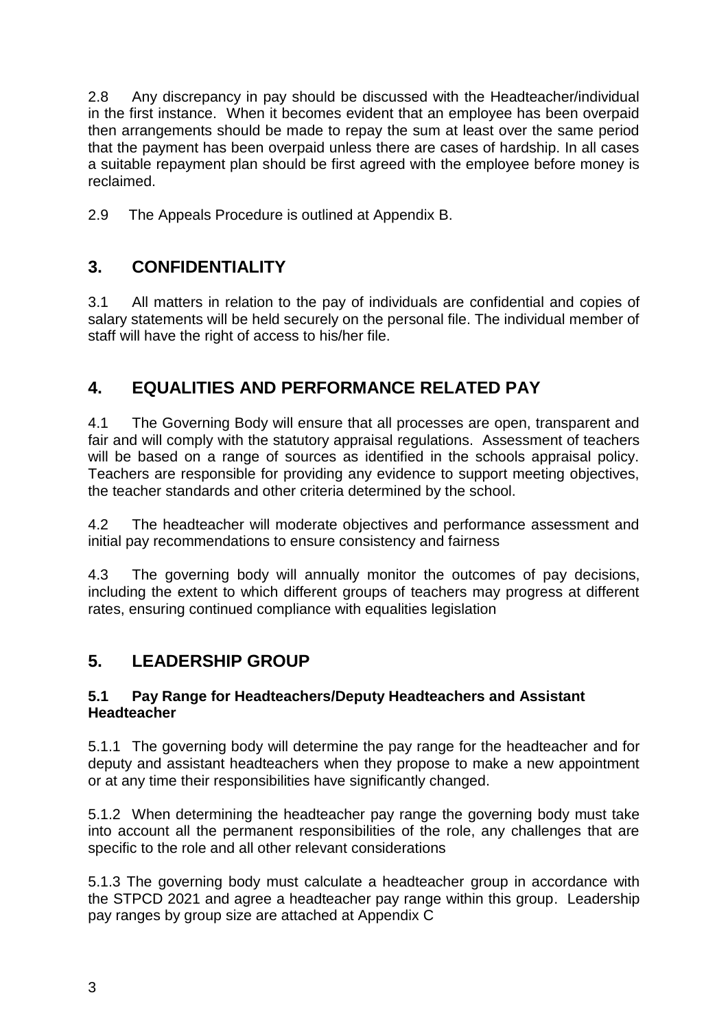2.8 Any discrepancy in pay should be discussed with the Headteacher/individual in the first instance. When it becomes evident that an employee has been overpaid then arrangements should be made to repay the sum at least over the same period that the payment has been overpaid unless there are cases of hardship. In all cases a suitable repayment plan should be first agreed with the employee before money is reclaimed.

2.9 The Appeals Procedure is outlined at Appendix B.

## 3. CONFIDENTIALITY

3.1 All matters in relation to the pay of individuals are confidential and copies of salary statements will be held securely on the personal file. The individual member of staff will have the right of access to his/her file.

## 4. EQUALITIES AND PERFORMANCE RELATED PAY

4.1 The Governing Body will ensure that all processes are open, transparent and fair and will comply with the statutory appraisal regulations. Assessment of teachers will be based on a range of sources as identified in the schools appraisal policy. Teachers are responsible for providing any evidence to support meeting objectives, the teacher standards and other criteria determined by the school.

4.2 The headteacher will moderate objectives and performance assessment and initial pay recommendations to ensure consistency and fairness

4.3 The governing body will annually monitor the outcomes of pay decisions, including the extent to which different groups of teachers may progress at different rates, ensuring continued compliance with equalities legislation

## 5. LEADERSHIP GROUP

### 5.1 Pay Range for Headteachers/Deputy Headteachers and Assistant Headteacher

5.1.1 The governing body will determine the pay range for the headteacher and for deputy and assistant headteachers when they propose to make a new appointment or at any time their responsibilities have significantly changed.

5.1.2 When determining the headteacher pay range the governing body must take into account all the permanent responsibilities of the role, any challenges that are specific to the role and all other relevant considerations

5.1.3 The governing body must calculate a headteacher group in accordance with the STPCD 2021 and agree a headteacher pay range within this group. Leadership pay ranges by group size are attached at Appendix C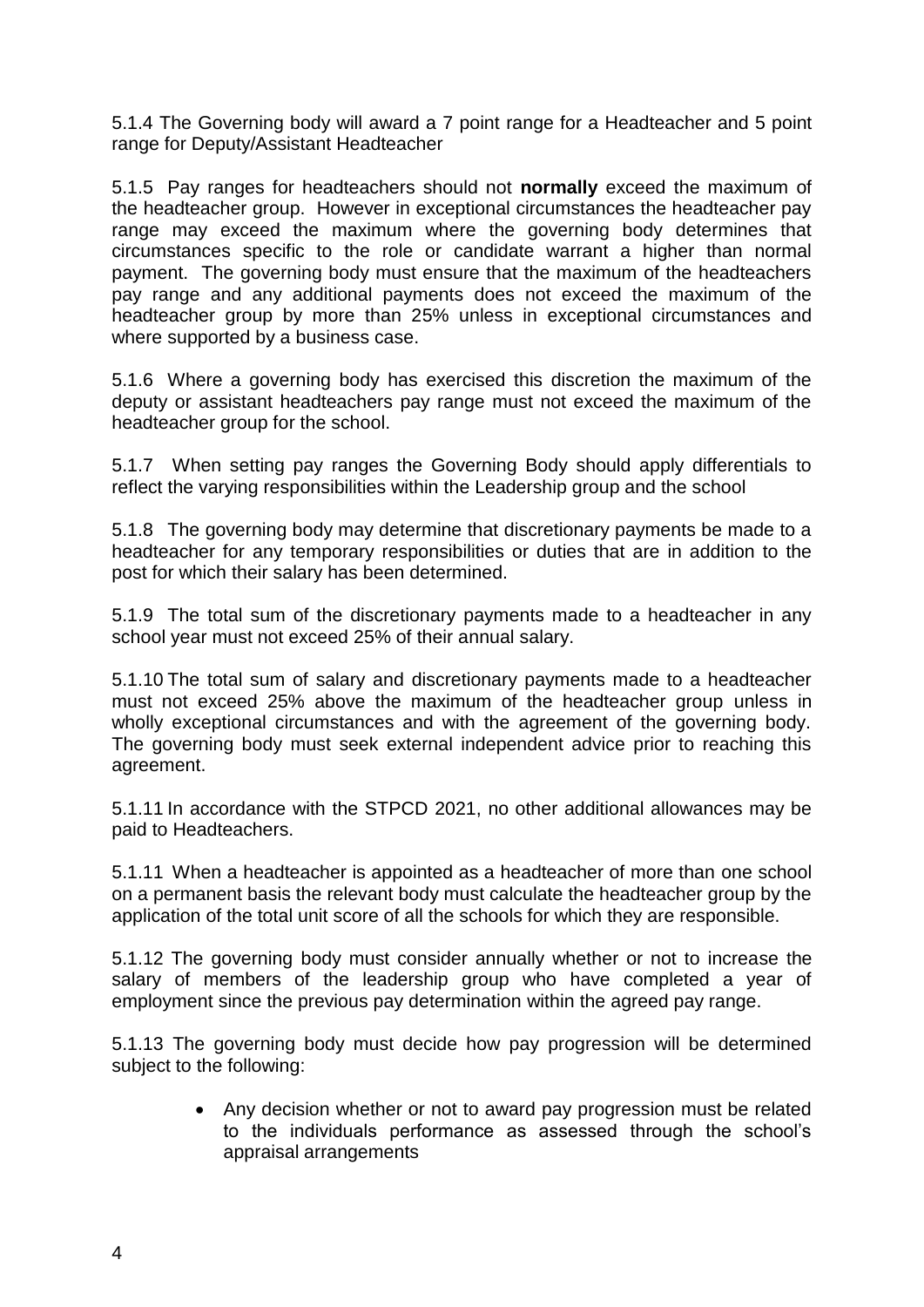5.1.4 The Governing body will award a 7 point range for a Headteacher and 5 point range for Deputy/Assistant Headteacher

5.1.5 Pay ranges for headteachers should not **normally** exceed the maximum of the headteacher group. However in exceptional circumstances the headteacher pay range may exceed the maximum where the governing body determines that circumstances specific to the role or candidate warrant a higher than normal payment. The governing body must ensure that the maximum of the headteachers pay range and any additional payments does not exceed the maximum of the headteacher group by more than 25% unless in exceptional circumstances and where supported by a business case.

5.1.6 Where a governing body has exercised this discretion the maximum of the deputy or assistant headteachers pay range must not exceed the maximum of the headteacher group for the school.

5.1.7 When setting pay ranges the Governing Body should apply differentials to reflect the varying responsibilities within the Leadership group and the school

5.1.8 The governing body may determine that discretionary payments be made to a headteacher for any temporary responsibilities or duties that are in addition to the post for which their salary has been determined.

5.1.9 The total sum of the discretionary payments made to a headteacher in any school year must not exceed 25% of their annual salary.

5.1.10 The total sum of salary and discretionary payments made to a headteacher must not exceed 25% above the maximum of the headteacher group unless in wholly exceptional circumstances and with the agreement of the governing body. The governing body must seek external independent advice prior to reaching this agreement.

5.1.11 In accordance with the STPCD 2021, no other additional allowances may be paid to Headteachers.

5.1.11 When a headteacher is appointed as a headteacher of more than one school on a permanent basis the relevant body must calculate the headteacher group by the application of the total unit score of all the schools for which they are responsible.

5.1.12 The governing body must consider annually whether or not to increase the salary of members of the leadership group who have completed a year of employment since the previous pay determination within the agreed pay range.

5.1.13 The governing body must decide how pay progression will be determined subject to the following:

- Any decision whether or not to award pay progression must be related to the individuals performance as assessed through the school's appraisal arrangements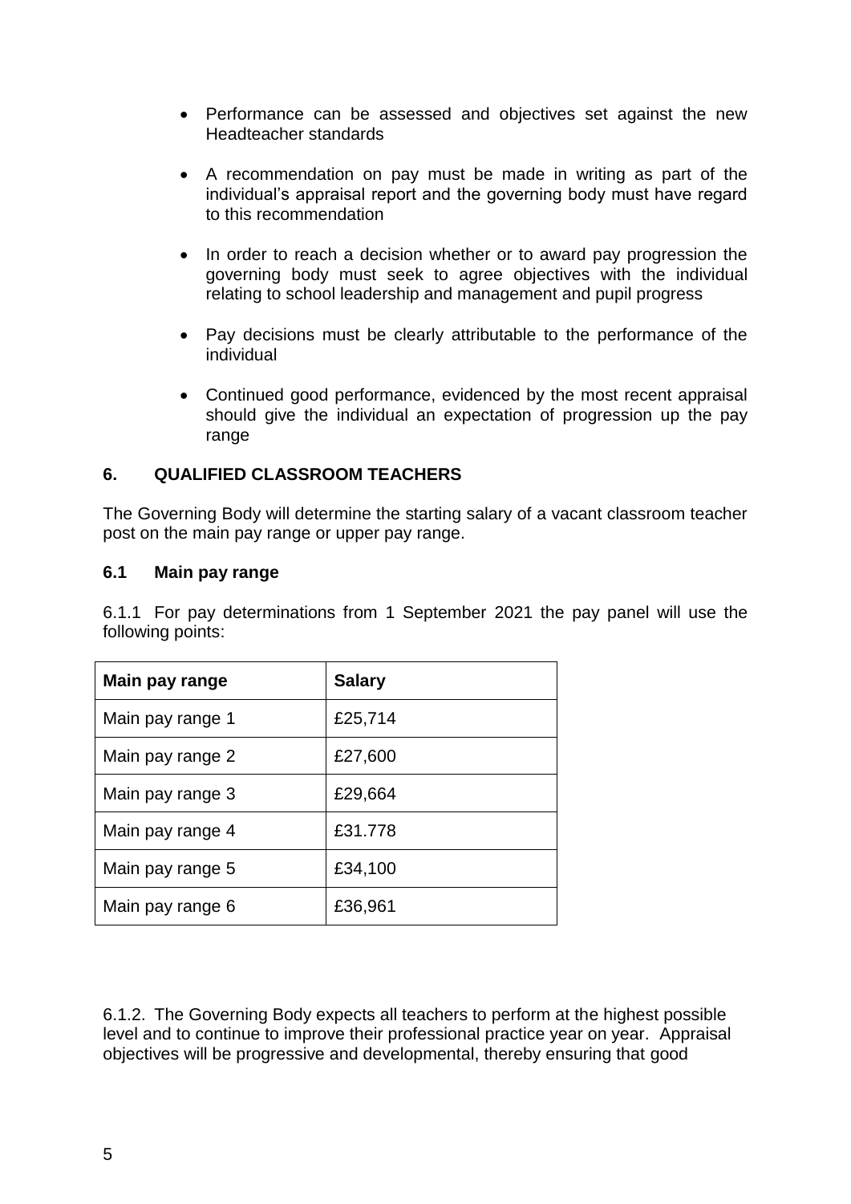- Performance can be assessed and objectives set against the new Headteacher standards
- A recommendation on pay must be made in writing as part of the individual's appraisal report and the governing body must have regard to this recommendation
- In order to reach a decision whether or to award pay progression the governing body must seek to agree objectives with the individual relating to school leadership and management and pupil progress
- Pay decisions must be clearly attributable to the performance of the individual
- Continued good performance, evidenced by the most recent appraisal should give the individual an expectation of progression up the pay range

## 6. QUALIFIED CLASSROOM TEACHERS

The Governing Body will determine the starting salary of a vacant classroom teacher post on the main pay range or upper pay range.

### 6.1 Main pay range

6.1.1 For pay determinations from 1 September 2021 the pay panel will use the following points:

| Main pay range | Salary |
|---|---|
| Main pay range 1 | £25,714 |
| Main pay range 2 | £27,600 |
| Main pay range 3 | £29,664 |
| Main pay range 4 | £31.778 |
| Main pay range 5 | £34,100 |
| Main pay range 6 | £36,961 |

6.1.2. The Governing Body expects all teachers to perform at the highest possible level and to continue to improve their professional practice year on year. Appraisal objectives will be progressive and developmental, thereby ensuring that good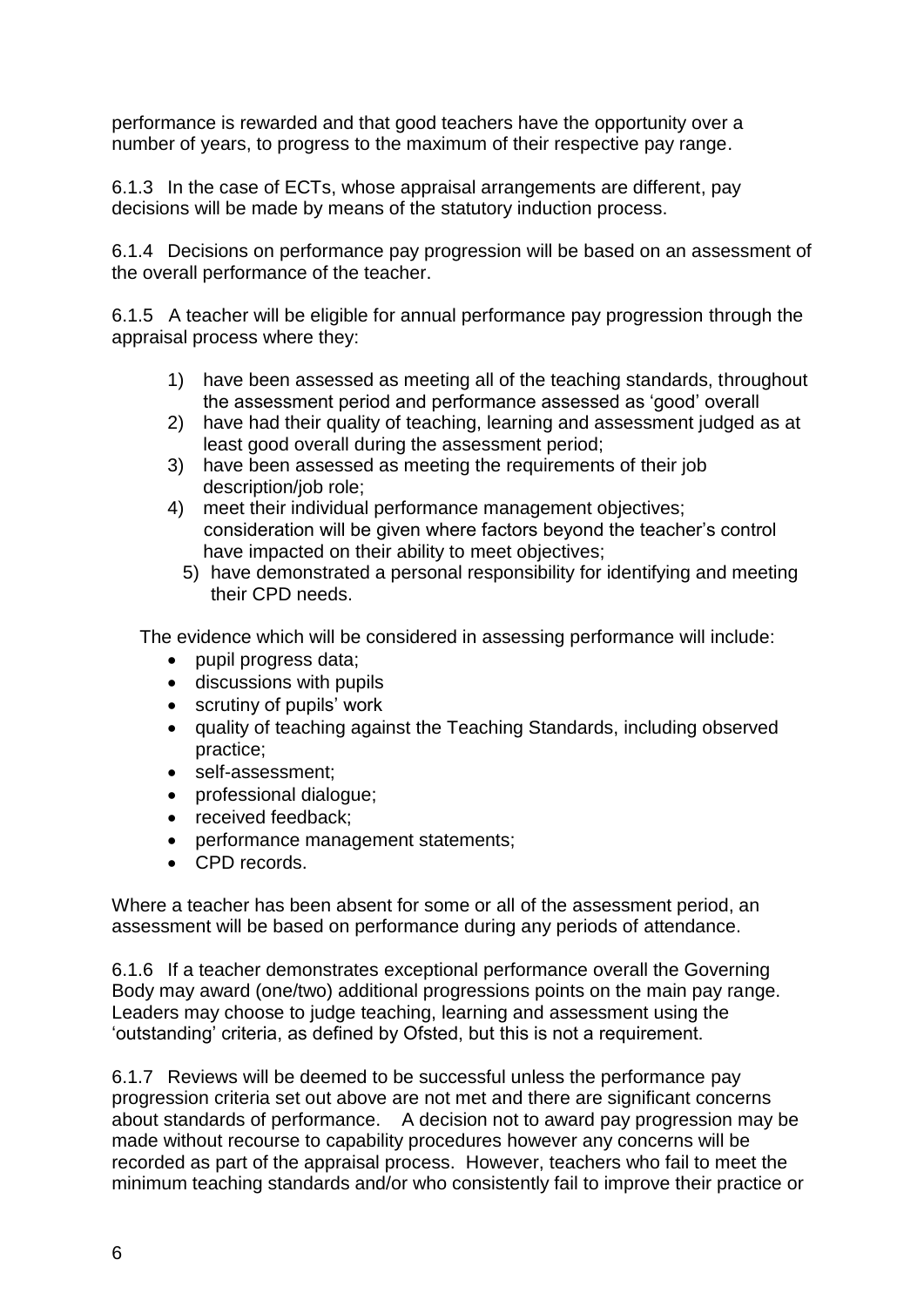performance is rewarded and that good teachers have the opportunity over a number of years, to progress to the maximum of their respective pay range.

6.1.3 In the case of ECTs, whose appraisal arrangements are different, pay decisions will be made by means of the statutory induction process.

6.1.4 Decisions on performance pay progression will be based on an assessment of the overall performance of the teacher.

6.1.5 A teacher will be eligible for annual performance pay progression through the appraisal process where they:

1) have been assessed as meeting all of the teaching standards, throughout the assessment period and performance assessed as 'good' overall
2) have had their quality of teaching, learning and assessment judged as at least good overall during the assessment period;
3) have been assessed as meeting the requirements of their job description/job role;
4) meet their individual performance management objectives; consideration will be given where factors beyond the teacher's control have impacted on their ability to meet objectives;
5) have demonstrated a personal responsibility for identifying and meeting their CPD needs.

The evidence which will be considered in assessing performance will include:

- pupil progress data;
- discussions with pupils
- scrutiny of pupils' work
- quality of teaching against the Teaching Standards, including observed practice;
- self-assessment;
- professional dialogue;
- received feedback;
- performance management statements;
- CPD records.

Where a teacher has been absent for some or all of the assessment period, an assessment will be based on performance during any periods of attendance.

6.1.6 If a teacher demonstrates exceptional performance overall the Governing Body may award (one/two) additional progressions points on the main pay range. Leaders may choose to judge teaching, learning and assessment using the 'outstanding' criteria, as defined by Ofsted, but this is not a requirement.

6.1.7 Reviews will be deemed to be successful unless the performance pay progression criteria set out above are not met and there are significant concerns about standards of performance. A decision not to award pay progression may be made without recourse to capability procedures however any concerns will be recorded as part of the appraisal process. However, teachers who fail to meet the minimum teaching standards and/or who consistently fail to improve their practice or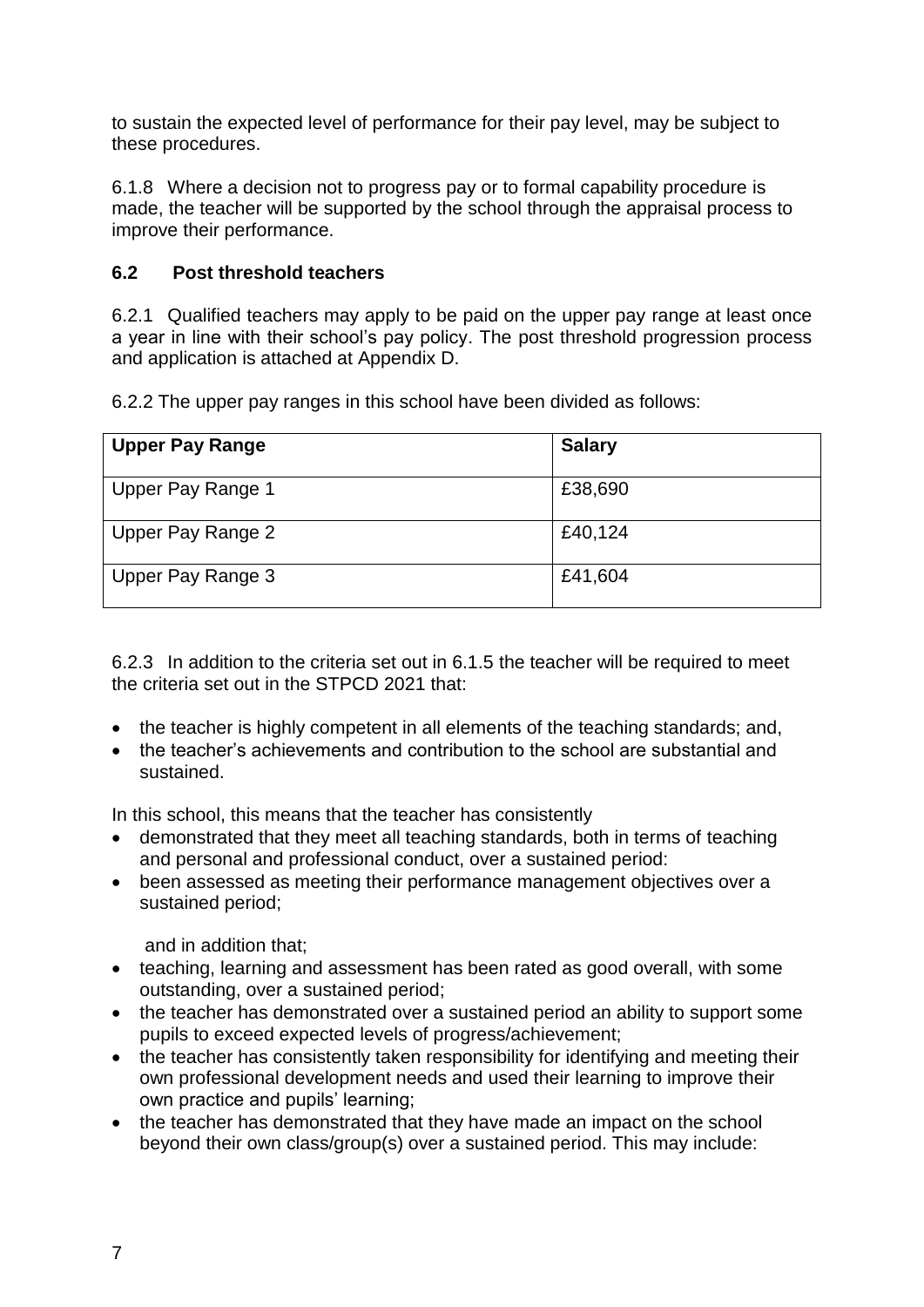to sustain the expected level of performance for their pay level, may be subject to these procedures.

6.1.8 Where a decision not to progress pay or to formal capability procedure is made, the teacher will be supported by the school through the appraisal process to improve their performance.

### 6.2 Post threshold teachers

6.2.1 Qualified teachers may apply to be paid on the upper pay range at least once a year in line with their school's pay policy. The post threshold progression process and application is attached at Appendix D.

6.2.2 The upper pay ranges in this school have been divided as follows:

| Upper Pay Range | Salary |
| --- | --- |
| Upper Pay Range 1 | £38,690 |
| Upper Pay Range 2 | £40,124 |
| Upper Pay Range 3 | £41,604 |

6.2.3 In addition to the criteria set out in 6.1.5 the teacher will be required to meet the criteria set out in the STPCD 2021 that:

- the teacher is highly competent in all elements of the teaching standards; and,
- the teacher's achievements and contribution to the school are substantial and sustained.

In this school, this means that the teacher has consistently

- demonstrated that they meet all teaching standards, both in terms of teaching and personal and professional conduct, over a sustained period:
- been assessed as meeting their performance management objectives over a sustained period;

and in addition that;

- teaching, learning and assessment has been rated as good overall, with some outstanding, over a sustained period;
- the teacher has demonstrated over a sustained period an ability to support some pupils to exceed expected levels of progress/achievement;
- the teacher has consistently taken responsibility for identifying and meeting their own professional development needs and used their learning to improve their own practice and pupils' learning;
- the teacher has demonstrated that they have made an impact on the school beyond their own class/group(s) over a sustained period. This may include: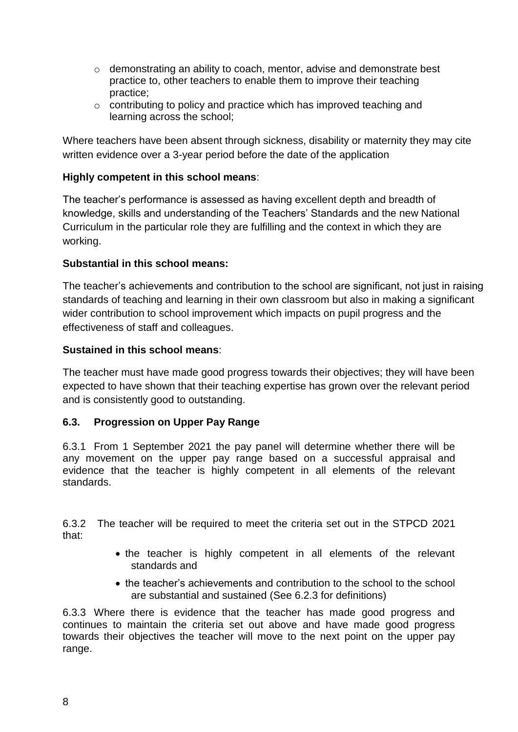- demonstrating an ability to coach, mentor, advise and demonstrate best practice to, other teachers to enable them to improve their teaching practice;
- contributing to policy and practice which has improved teaching and learning across the school;

Where teachers have been absent through sickness, disability or maternity they may cite written evidence over a 3-year period before the date of the application

**Highly competent in this school means**:

The teacher's performance is assessed as having excellent depth and breadth of knowledge, skills and understanding of the Teachers' Standards and the new National Curriculum in the particular role they are fulfilling and the context in which they are working.

**Substantial in this school means:**

The teacher's achievements and contribution to the school are significant, not just in raising standards of teaching and learning in their own classroom but also in making a significant wider contribution to school improvement which impacts on pupil progress and the effectiveness of staff and colleagues.

**Sustained in this school means**:

The teacher must have made good progress towards their objectives; they will have been expected to have shown that their teaching expertise has grown over the relevant period and is consistently good to outstanding.

### 6.3. Progression on Upper Pay Range

6.3.1 From 1 September 2021 the pay panel will determine whether there will be any movement on the upper pay range based on a successful appraisal and evidence that the teacher is highly competent in all elements of the relevant standards.

6.3.2 The teacher will be required to meet the criteria set out in the STPCD 2021 that:

- the teacher is highly competent in all elements of the relevant standards and
- the teacher's achievements and contribution to the school to the school are substantial and sustained (See 6.2.3 for definitions)

6.3.3 Where there is evidence that the teacher has made good progress and continues to maintain the criteria set out above and have made good progress towards their objectives the teacher will move to the next point on the upper pay range.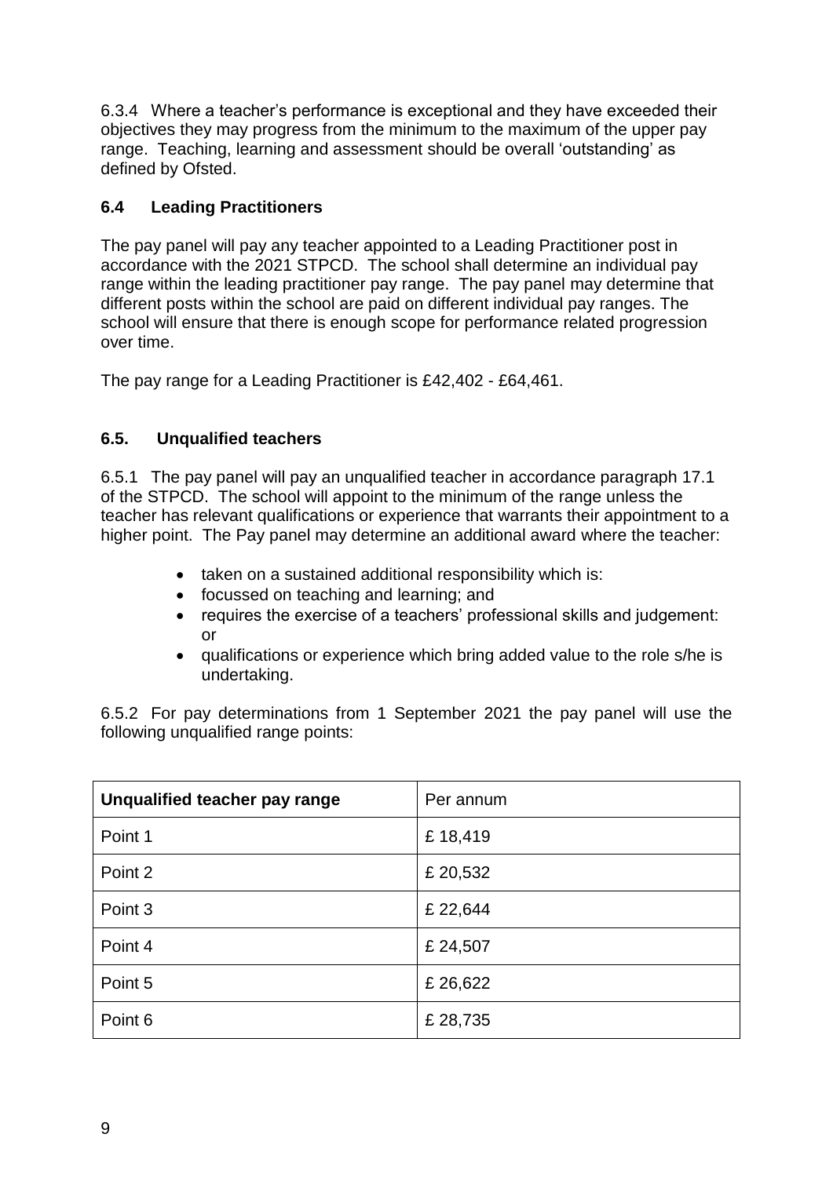6.3.4 Where a teacher's performance is exceptional and they have exceeded their objectives they may progress from the minimum to the maximum of the upper pay range. Teaching, learning and assessment should be overall 'outstanding' as defined by Ofsted.

### 6.4 Leading Practitioners

The pay panel will pay any teacher appointed to a Leading Practitioner post in accordance with the 2021 STPCD. The school shall determine an individual pay range within the leading practitioner pay range. The pay panel may determine that different posts within the school are paid on different individual pay ranges. The school will ensure that there is enough scope for performance related progression over time.

The pay range for a Leading Practitioner is £42,402 - £64,461.

### 6.5. Unqualified teachers

6.5.1 The pay panel will pay an unqualified teacher in accordance paragraph 17.1 of the STPCD. The school will appoint to the minimum of the range unless the teacher has relevant qualifications or experience that warrants their appointment to a higher point. The Pay panel may determine an additional award where the teacher:

- taken on a sustained additional responsibility which is:
- focussed on teaching and learning; and
- requires the exercise of a teachers' professional skills and judgement: or
- qualifications or experience which bring added value to the role s/he is undertaking.

6.5.2 For pay determinations from 1 September 2021 the pay panel will use the following unqualified range points:

| **Unqualified teacher pay range** | Per annum |
|---|---|
| Point 1 | £ 18,419 |
| Point 2 | £ 20,532 |
| Point 3 | £ 22,644 |
| Point 4 | £ 24,507 |
| Point 5 | £ 26,622 |
| Point 6 | £ 28,735 |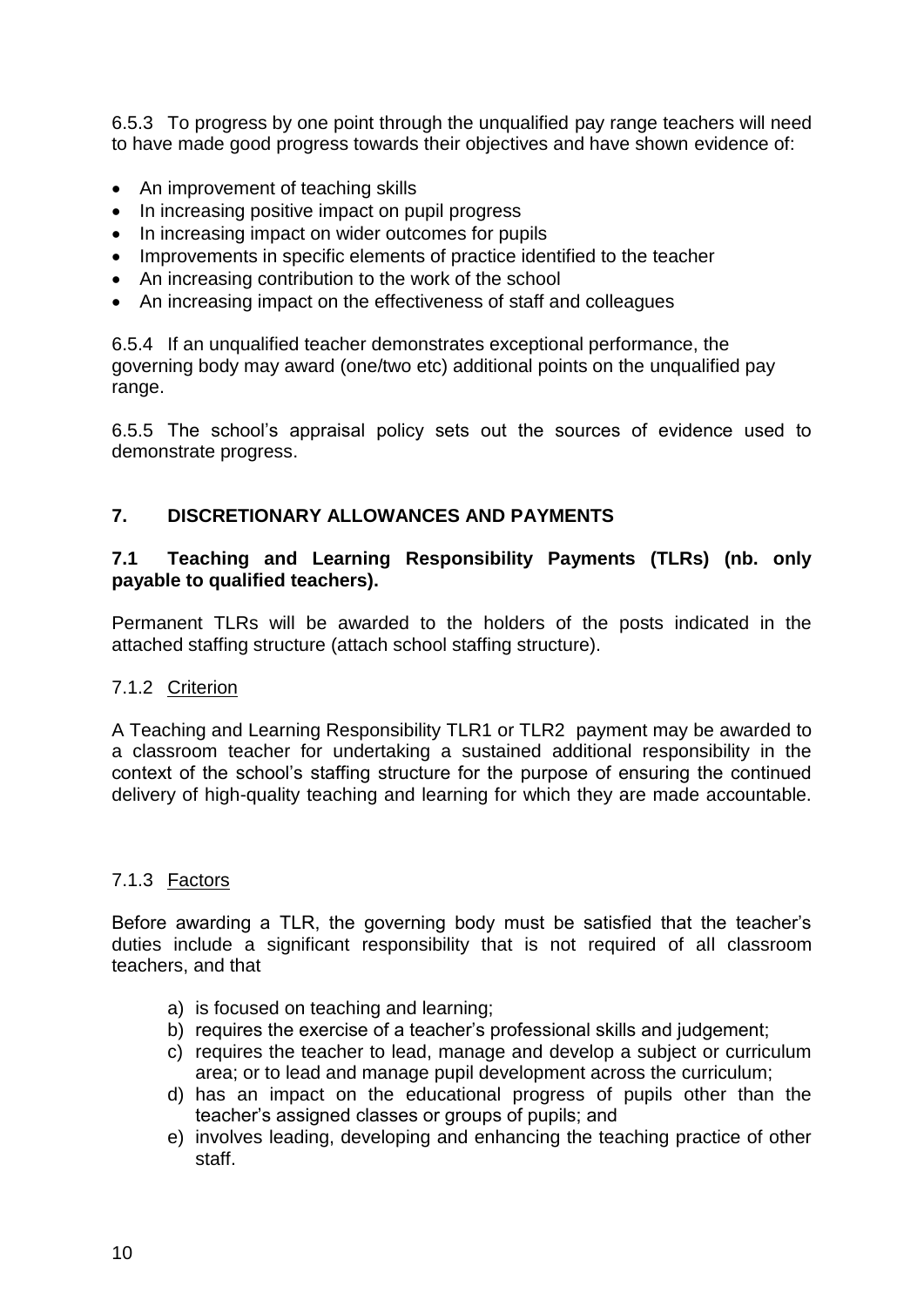6.5.3 To progress by one point through the unqualified pay range teachers will need to have made good progress towards their objectives and have shown evidence of:

- An improvement of teaching skills
- In increasing positive impact on pupil progress
- In increasing impact on wider outcomes for pupils
- Improvements in specific elements of practice identified to the teacher
- An increasing contribution to the work of the school
- An increasing impact on the effectiveness of staff and colleagues

6.5.4 If an unqualified teacher demonstrates exceptional performance, the governing body may award (one/two etc) additional points on the unqualified pay range.

6.5.5 The school's appraisal policy sets out the sources of evidence used to demonstrate progress.

## 7. DISCRETIONARY ALLOWANCES AND PAYMENTS

### 7.1 Teaching and Learning Responsibility Payments (TLRs) (nb. only payable to qualified teachers).

Permanent TLRs will be awarded to the holders of the posts indicated in the attached staffing structure (attach school staffing structure).

7.1.2 Criterion

A Teaching and Learning Responsibility TLR1 or TLR2 payment may be awarded to a classroom teacher for undertaking a sustained additional responsibility in the context of the school's staffing structure for the purpose of ensuring the continued delivery of high-quality teaching and learning for which they are made accountable.

7.1.3 Factors

Before awarding a TLR, the governing body must be satisfied that the teacher's duties include a significant responsibility that is not required of all classroom teachers, and that

a) is focused on teaching and learning;
b) requires the exercise of a teacher's professional skills and judgement;
c) requires the teacher to lead, manage and develop a subject or curriculum area; or to lead and manage pupil development across the curriculum;
d) has an impact on the educational progress of pupils other than the teacher's assigned classes or groups of pupils; and
e) involves leading, developing and enhancing the teaching practice of other staff.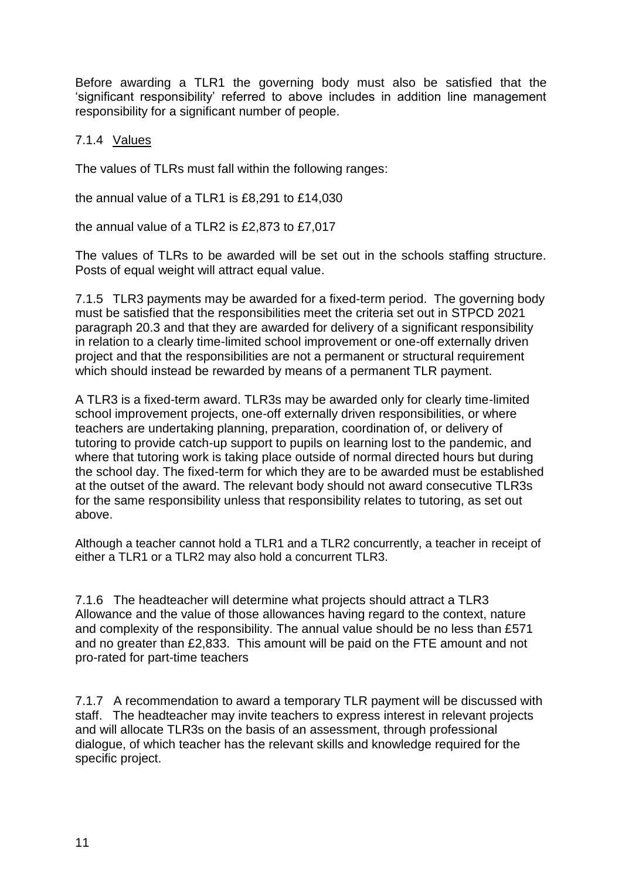Before awarding a TLR1 the governing body must also be satisfied that the 'significant responsibility' referred to above includes in addition line management responsibility for a significant number of people.

7.1.4 Values

The values of TLRs must fall within the following ranges:

the annual value of a TLR1 is £8,291 to £14,030

the annual value of a TLR2 is £2,873 to £7,017

The values of TLRs to be awarded will be set out in the schools staffing structure. Posts of equal weight will attract equal value.

7.1.5 TLR3 payments may be awarded for a fixed-term period. The governing body must be satisfied that the responsibilities meet the criteria set out in STPCD 2021 paragraph 20.3 and that they are awarded for delivery of a significant responsibility in relation to a clearly time-limited school improvement or one-off externally driven project and that the responsibilities are not a permanent or structural requirement which should instead be rewarded by means of a permanent TLR payment.

A TLR3 is a fixed-term award. TLR3s may be awarded only for clearly time-limited school improvement projects, one-off externally driven responsibilities, or where teachers are undertaking planning, preparation, coordination of, or delivery of tutoring to provide catch-up support to pupils on learning lost to the pandemic, and where that tutoring work is taking place outside of normal directed hours but during the school day. The fixed-term for which they are to be awarded must be established at the outset of the award. The relevant body should not award consecutive TLR3s for the same responsibility unless that responsibility relates to tutoring, as set out above.

Although a teacher cannot hold a TLR1 and a TLR2 concurrently, a teacher in receipt of either a TLR1 or a TLR2 may also hold a concurrent TLR3.

7.1.6 The headteacher will determine what projects should attract a TLR3 Allowance and the value of those allowances having regard to the context, nature and complexity of the responsibility. The annual value should be no less than £571 and no greater than £2,833. This amount will be paid on the FTE amount and not pro-rated for part-time teachers

7.1.7 A recommendation to award a temporary TLR payment will be discussed with staff. The headteacher may invite teachers to express interest in relevant projects and will allocate TLR3s on the basis of an assessment, through professional dialogue, of which teacher has the relevant skills and knowledge required for the specific project.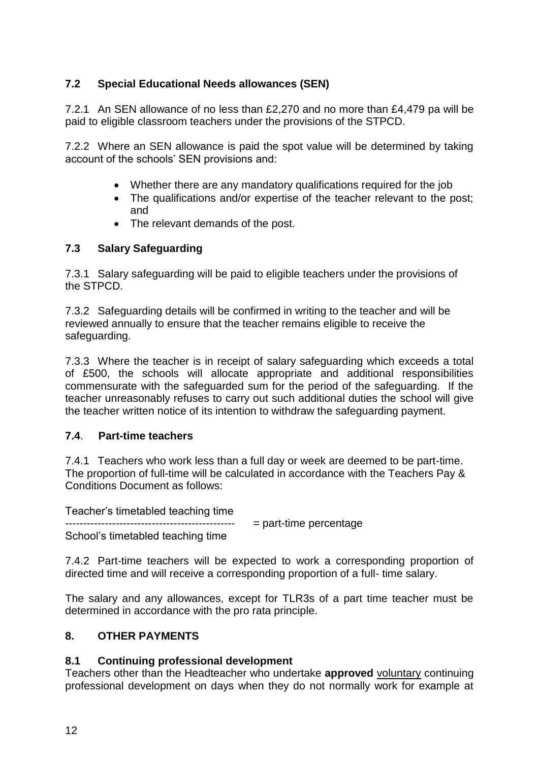### 7.2 Special Educational Needs allowances (SEN)

7.2.1 An SEN allowance of no less than £2,270 and no more than £4,479 pa will be paid to eligible classroom teachers under the provisions of the STPCD.

7.2.2 Where an SEN allowance is paid the spot value will be determined by taking account of the schools' SEN provisions and:

- Whether there are any mandatory qualifications required for the job
- The qualifications and/or expertise of the teacher relevant to the post; and
- The relevant demands of the post.

### 7.3 Salary Safeguarding

7.3.1 Salary safeguarding will be paid to eligible teachers under the provisions of the STPCD.

7.3.2 Safeguarding details will be confirmed in writing to the teacher and will be reviewed annually to ensure that the teacher remains eligible to receive the safeguarding.

7.3.3 Where the teacher is in receipt of salary safeguarding which exceeds a total of £500, the schools will allocate appropriate and additional responsibilities commensurate with the safeguarded sum for the period of the safeguarding. If the teacher unreasonably refuses to carry out such additional duties the school will give the teacher written notice of its intention to withdraw the safeguarding payment.

### 7.4. Part-time teachers

7.4.1 Teachers who work less than a full day or week are deemed to be part-time. The proportion of full-time will be calculated in accordance with the Teachers Pay & Conditions Document as follows:

$$\frac{\text{Teacher's timetabled teaching time}}{\text{School's timetabled teaching time}} = \text{part-time percentage}$$

7.4.2 Part-time teachers will be expected to work a corresponding proportion of directed time and will receive a corresponding proportion of a full- time salary.

The salary and any allowances, except for TLR3s of a part time teacher must be determined in accordance with the pro rata principle.

## 8. OTHER PAYMENTS

### 8.1 Continuing professional development

Teachers other than the Headteacher who undertake **approved** voluntary continuing professional development on days when they do not normally work for example at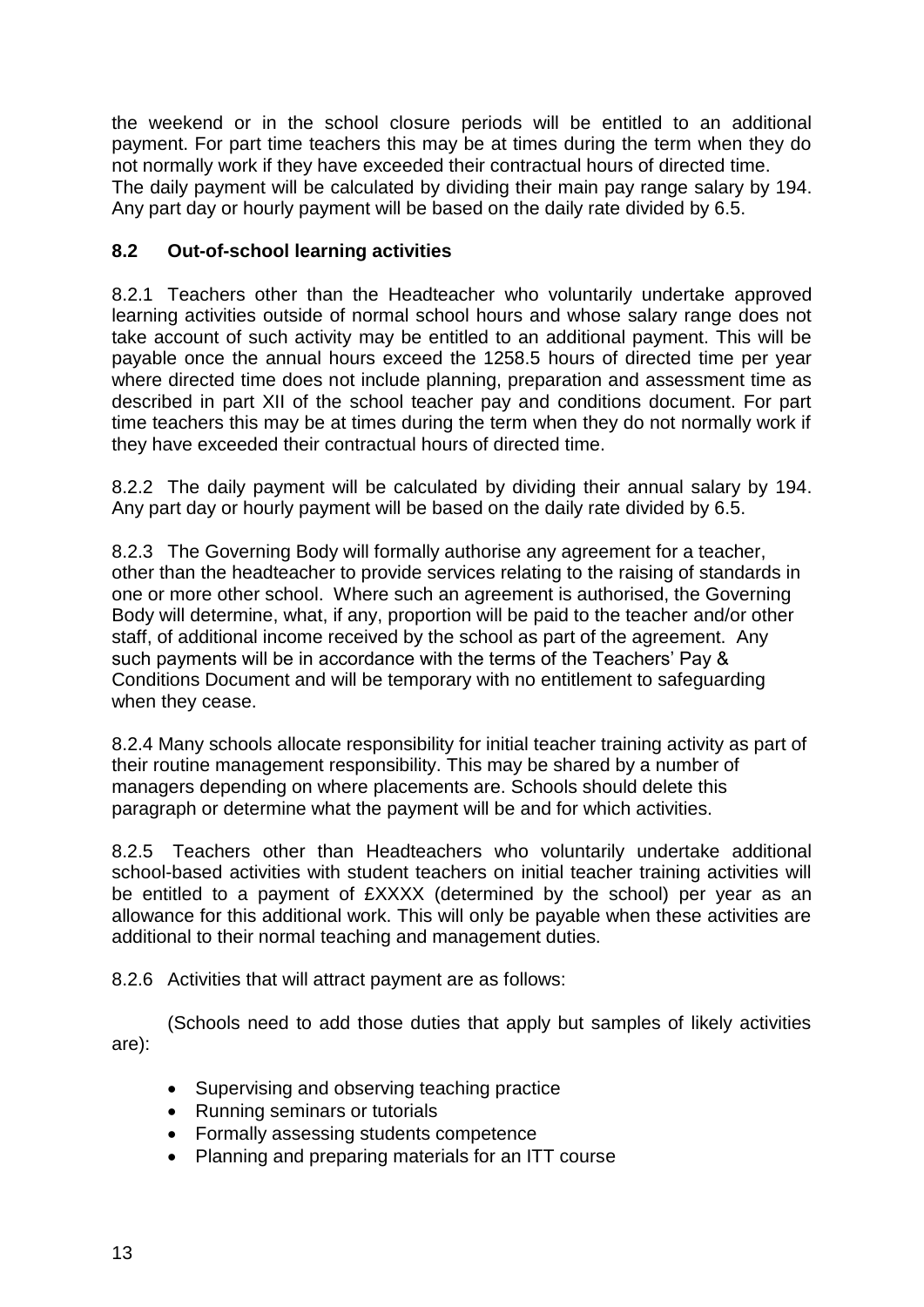the weekend or in the school closure periods will be entitled to an additional payment. For part time teachers this may be at times during the term when they do not normally work if they have exceeded their contractual hours of directed time.
The daily payment will be calculated by dividing their main pay range salary by 194. Any part day or hourly payment will be based on the daily rate divided by 6.5.

### 8.2 Out-of-school learning activities

8.2.1 Teachers other than the Headteacher who voluntarily undertake approved learning activities outside of normal school hours and whose salary range does not take account of such activity may be entitled to an additional payment. This will be payable once the annual hours exceed the 1258.5 hours of directed time per year where directed time does not include planning, preparation and assessment time as described in part XII of the school teacher pay and conditions document. For part time teachers this may be at times during the term when they do not normally work if they have exceeded their contractual hours of directed time.

8.2.2 The daily payment will be calculated by dividing their annual salary by 194. Any part day or hourly payment will be based on the daily rate divided by 6.5.

8.2.3 The Governing Body will formally authorise any agreement for a teacher, other than the headteacher to provide services relating to the raising of standards in one or more other school. Where such an agreement is authorised, the Governing Body will determine, what, if any, proportion will be paid to the teacher and/or other staff, of additional income received by the school as part of the agreement. Any such payments will be in accordance with the terms of the Teachers' Pay & Conditions Document and will be temporary with no entitlement to safeguarding when they cease.

8.2.4 Many schools allocate responsibility for initial teacher training activity as part of their routine management responsibility. This may be shared by a number of managers depending on where placements are. Schools should delete this paragraph or determine what the payment will be and for which activities.

8.2.5 Teachers other than Headteachers who voluntarily undertake additional school-based activities with student teachers on initial teacher training activities will be entitled to a payment of £XXXX (determined by the school) per year as an allowance for this additional work. This will only be payable when these activities are additional to their normal teaching and management duties.

8.2.6 Activities that will attract payment are as follows:

(Schools need to add those duties that apply but samples of likely activities are):

- Supervising and observing teaching practice
- Running seminars or tutorials
- Formally assessing students competence
- Planning and preparing materials for an ITT course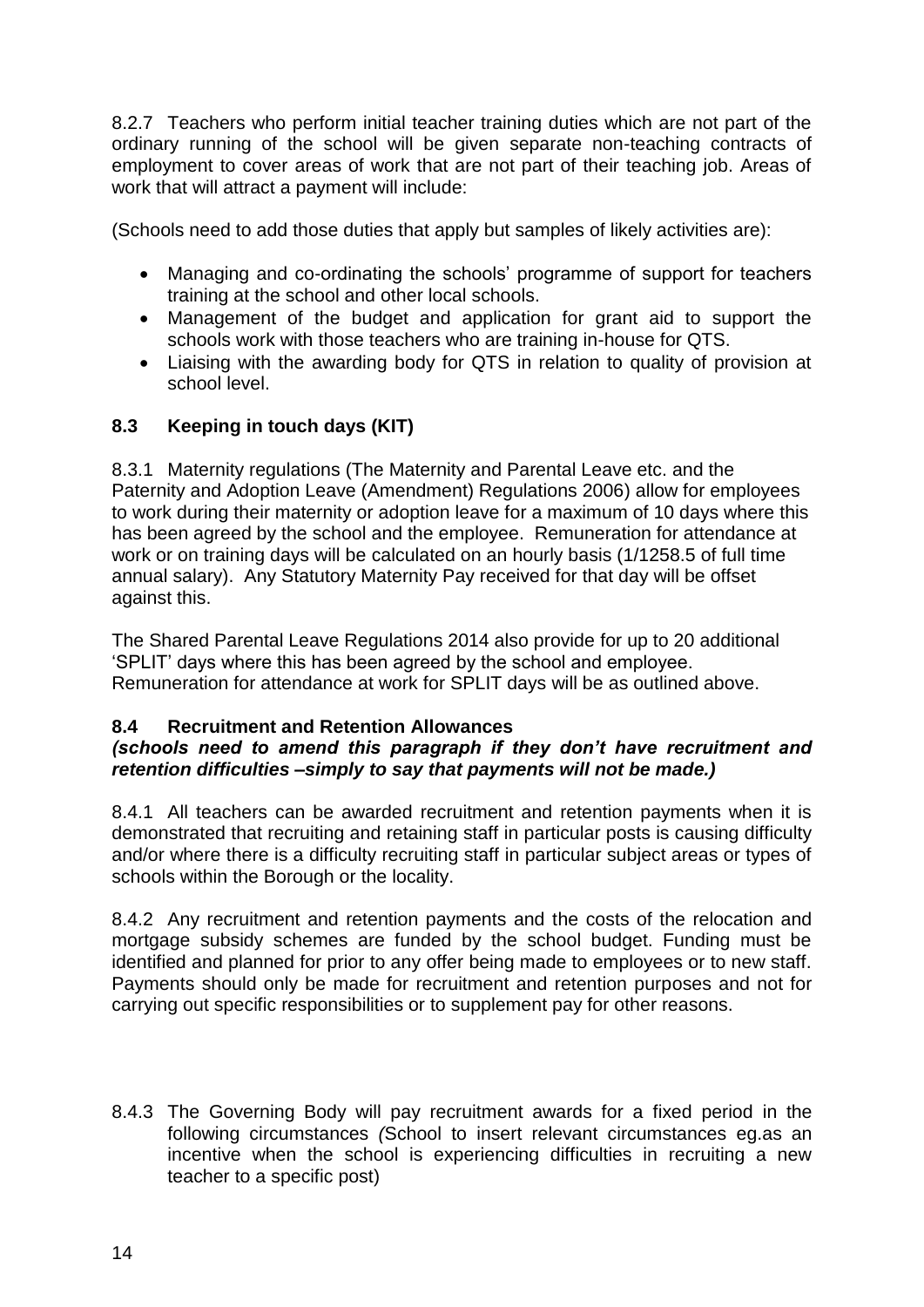8.2.7 Teachers who perform initial teacher training duties which are not part of the ordinary running of the school will be given separate non-teaching contracts of employment to cover areas of work that are not part of their teaching job. Areas of work that will attract a payment will include:

(Schools need to add those duties that apply but samples of likely activities are):

- Managing and co-ordinating the schools' programme of support for teachers training at the school and other local schools.
- Management of the budget and application for grant aid to support the schools work with those teachers who are training in-house for QTS.
- Liaising with the awarding body for QTS in relation to quality of provision at school level.

### 8.3 Keeping in touch days (KIT)

8.3.1 Maternity regulations (The Maternity and Parental Leave etc. and the Paternity and Adoption Leave (Amendment) Regulations 2006) allow for employees to work during their maternity or adoption leave for a maximum of 10 days where this has been agreed by the school and the employee. Remuneration for attendance at work or on training days will be calculated on an hourly basis (1/1258.5 of full time annual salary). Any Statutory Maternity Pay received for that day will be offset against this.

The Shared Parental Leave Regulations 2014 also provide for up to 20 additional 'SPLIT' days where this has been agreed by the school and employee. Remuneration for attendance at work for SPLIT days will be as outlined above.

### 8.4 Recruitment and Retention Allowances

***(schools need to amend this paragraph if they don't have recruitment and retention difficulties –simply to say that payments will not be made.)***

8.4.1 All teachers can be awarded recruitment and retention payments when it is demonstrated that recruiting and retaining staff in particular posts is causing difficulty and/or where there is a difficulty recruiting staff in particular subject areas or types of schools within the Borough or the locality.

8.4.2 Any recruitment and retention payments and the costs of the relocation and mortgage subsidy schemes are funded by the school budget. Funding must be identified and planned for prior to any offer being made to employees or to new staff. Payments should only be made for recruitment and retention purposes and not for carrying out specific responsibilities or to supplement pay for other reasons.

8.4.3 The Governing Body will pay recruitment awards for a fixed period in the following circumstances *(*School to insert relevant circumstances eg.as an incentive when the school is experiencing difficulties in recruiting a new teacher to a specific post)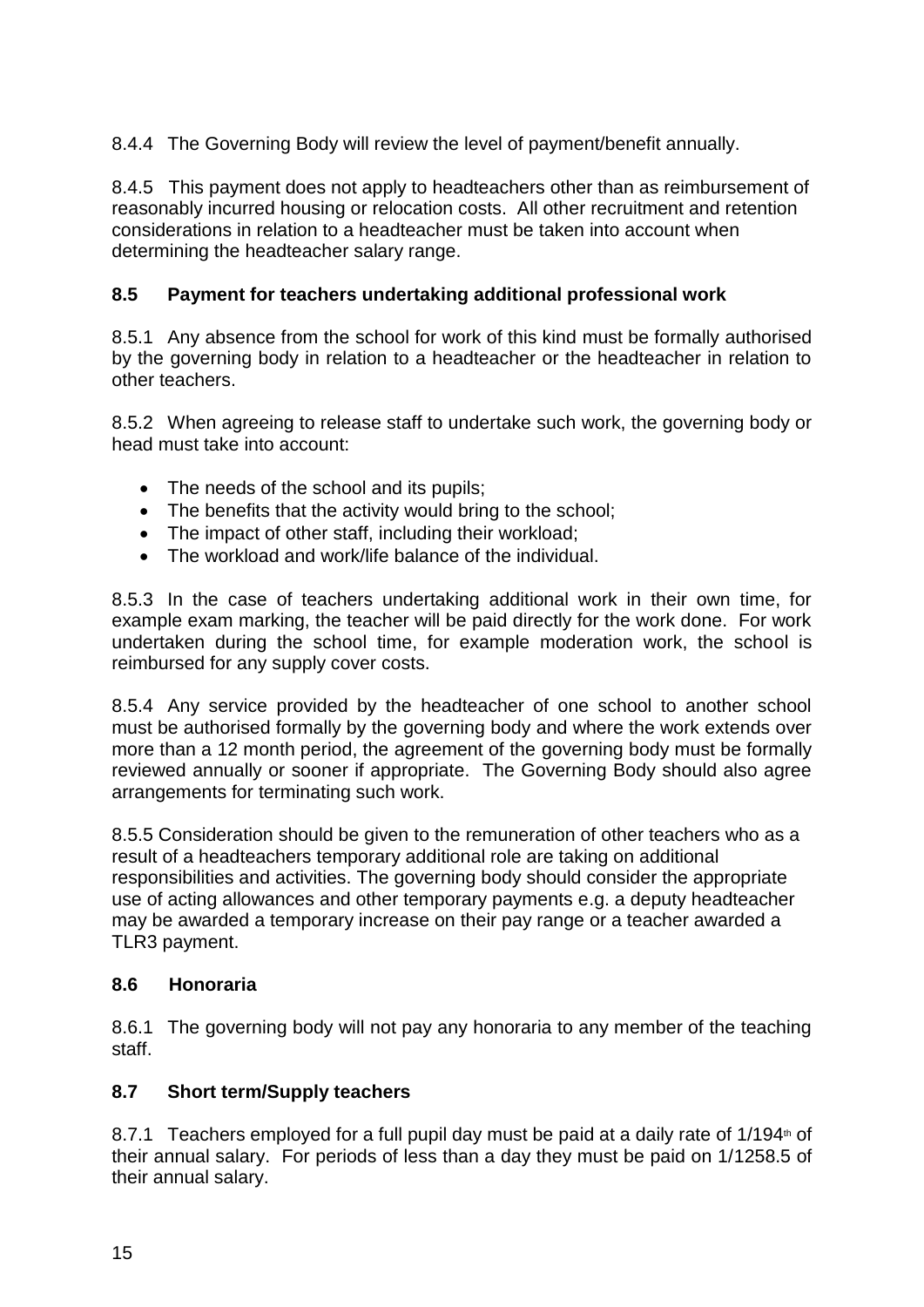8.4.4 The Governing Body will review the level of payment/benefit annually.

8.4.5 This payment does not apply to headteachers other than as reimbursement of reasonably incurred housing or relocation costs. All other recruitment and retention considerations in relation to a headteacher must be taken into account when determining the headteacher salary range.

### 8.5 Payment for teachers undertaking additional professional work

8.5.1 Any absence from the school for work of this kind must be formally authorised by the governing body in relation to a headteacher or the headteacher in relation to other teachers.

8.5.2 When agreeing to release staff to undertake such work, the governing body or head must take into account:

- The needs of the school and its pupils;
- The benefits that the activity would bring to the school;
- The impact of other staff, including their workload;
- The workload and work/life balance of the individual.

8.5.3 In the case of teachers undertaking additional work in their own time, for example exam marking, the teacher will be paid directly for the work done. For work undertaken during the school time, for example moderation work, the school is reimbursed for any supply cover costs.

8.5.4 Any service provided by the headteacher of one school to another school must be authorised formally by the governing body and where the work extends over more than a 12 month period, the agreement of the governing body must be formally reviewed annually or sooner if appropriate. The Governing Body should also agree arrangements for terminating such work.

8.5.5 Consideration should be given to the remuneration of other teachers who as a result of a headteachers temporary additional role are taking on additional responsibilities and activities. The governing body should consider the appropriate use of acting allowances and other temporary payments e.g. a deputy headteacher may be awarded a temporary increase on their pay range or a teacher awarded a TLR3 payment.

### 8.6 Honoraria

8.6.1 The governing body will not pay any honoraria to any member of the teaching staff.

### 8.7 Short term/Supply teachers

8.7.1 Teachers employed for a full pupil day must be paid at a daily rate of 1/194th of their annual salary. For periods of less than a day they must be paid on 1/1258.5 of their annual salary.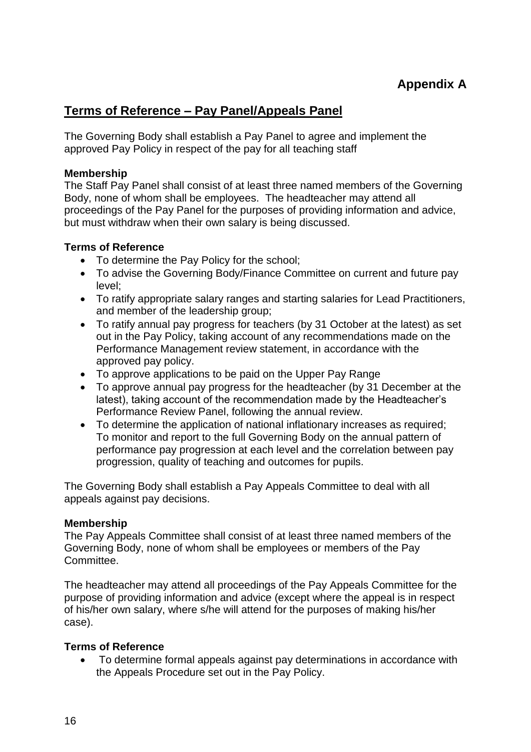## Appendix A

## Terms of Reference – Pay Panel/Appeals Panel

The Governing Body shall establish a Pay Panel to agree and implement the approved Pay Policy in respect of the pay for all teaching staff

**Membership**
The Staff Pay Panel shall consist of at least three named members of the Governing Body, none of whom shall be employees. The headteacher may attend all proceedings of the Pay Panel for the purposes of providing information and advice, but must withdraw when their own salary is being discussed.

**Terms of Reference**

- To determine the Pay Policy for the school;
- To advise the Governing Body/Finance Committee on current and future pay level;
- To ratify appropriate salary ranges and starting salaries for Lead Practitioners, and member of the leadership group;
- To ratify annual pay progress for teachers (by 31 October at the latest) as set out in the Pay Policy, taking account of any recommendations made on the Performance Management review statement, in accordance with the approved pay policy.
- To approve applications to be paid on the Upper Pay Range
- To approve annual pay progress for the headteacher (by 31 December at the latest), taking account of the recommendation made by the Headteacher's Performance Review Panel, following the annual review.
- To determine the application of national inflationary increases as required; To monitor and report to the full Governing Body on the annual pattern of performance pay progression at each level and the correlation between pay progression, quality of teaching and outcomes for pupils.

The Governing Body shall establish a Pay Appeals Committee to deal with all appeals against pay decisions.

**Membership**
The Pay Appeals Committee shall consist of at least three named members of the Governing Body, none of whom shall be employees or members of the Pay Committee.

The headteacher may attend all proceedings of the Pay Appeals Committee for the purpose of providing information and advice (except where the appeal is in respect of his/her own salary, where s/he will attend for the purposes of making his/her case).

**Terms of Reference**

- To determine formal appeals against pay determinations in accordance with the Appeals Procedure set out in the Pay Policy.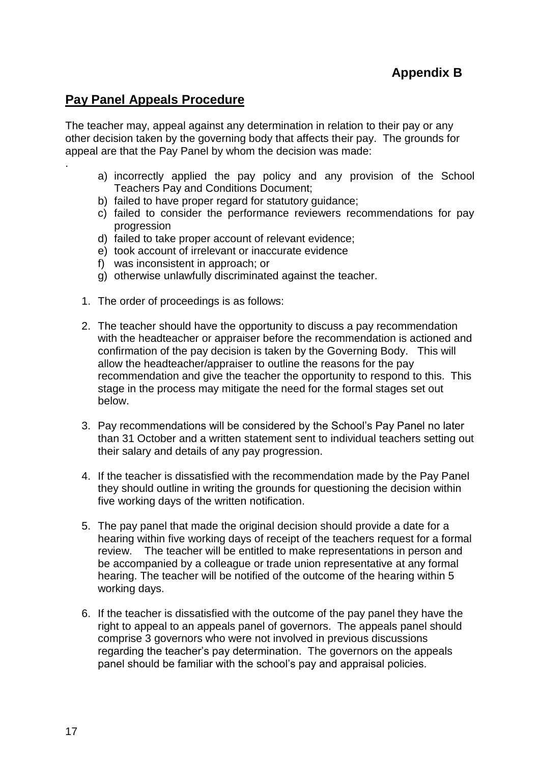**Appendix B**

## Pay Panel Appeals Procedure

The teacher may, appeal against any determination in relation to their pay or any other decision taken by the governing body that affects their pay. The grounds for appeal are that the Pay Panel by whom the decision was made:

.

a) incorrectly applied the pay policy and any provision of the School Teachers Pay and Conditions Document;
b) failed to have proper regard for statutory guidance;
c) failed to consider the performance reviewers recommendations for pay progression
d) failed to take proper account of relevant evidence;
e) took account of irrelevant or inaccurate evidence
f) was inconsistent in approach; or
g) otherwise unlawfully discriminated against the teacher.

1. The order of proceedings is as follows:

2. The teacher should have the opportunity to discuss a pay recommendation with the headteacher or appraiser before the recommendation is actioned and confirmation of the pay decision is taken by the Governing Body. This will allow the headteacher/appraiser to outline the reasons for the pay recommendation and give the teacher the opportunity to respond to this. This stage in the process may mitigate the need for the formal stages set out below.

3. Pay recommendations will be considered by the School's Pay Panel no later than 31 October and a written statement sent to individual teachers setting out their salary and details of any pay progression.

4. If the teacher is dissatisfied with the recommendation made by the Pay Panel they should outline in writing the grounds for questioning the decision within five working days of the written notification.

5. The pay panel that made the original decision should provide a date for a hearing within five working days of receipt of the teachers request for a formal review. The teacher will be entitled to make representations in person and be accompanied by a colleague or trade union representative at any formal hearing. The teacher will be notified of the outcome of the hearing within 5 working days.

6. If the teacher is dissatisfied with the outcome of the pay panel they have the right to appeal to an appeals panel of governors. The appeals panel should comprise 3 governors who were not involved in previous discussions regarding the teacher's pay determination. The governors on the appeals panel should be familiar with the school's pay and appraisal policies.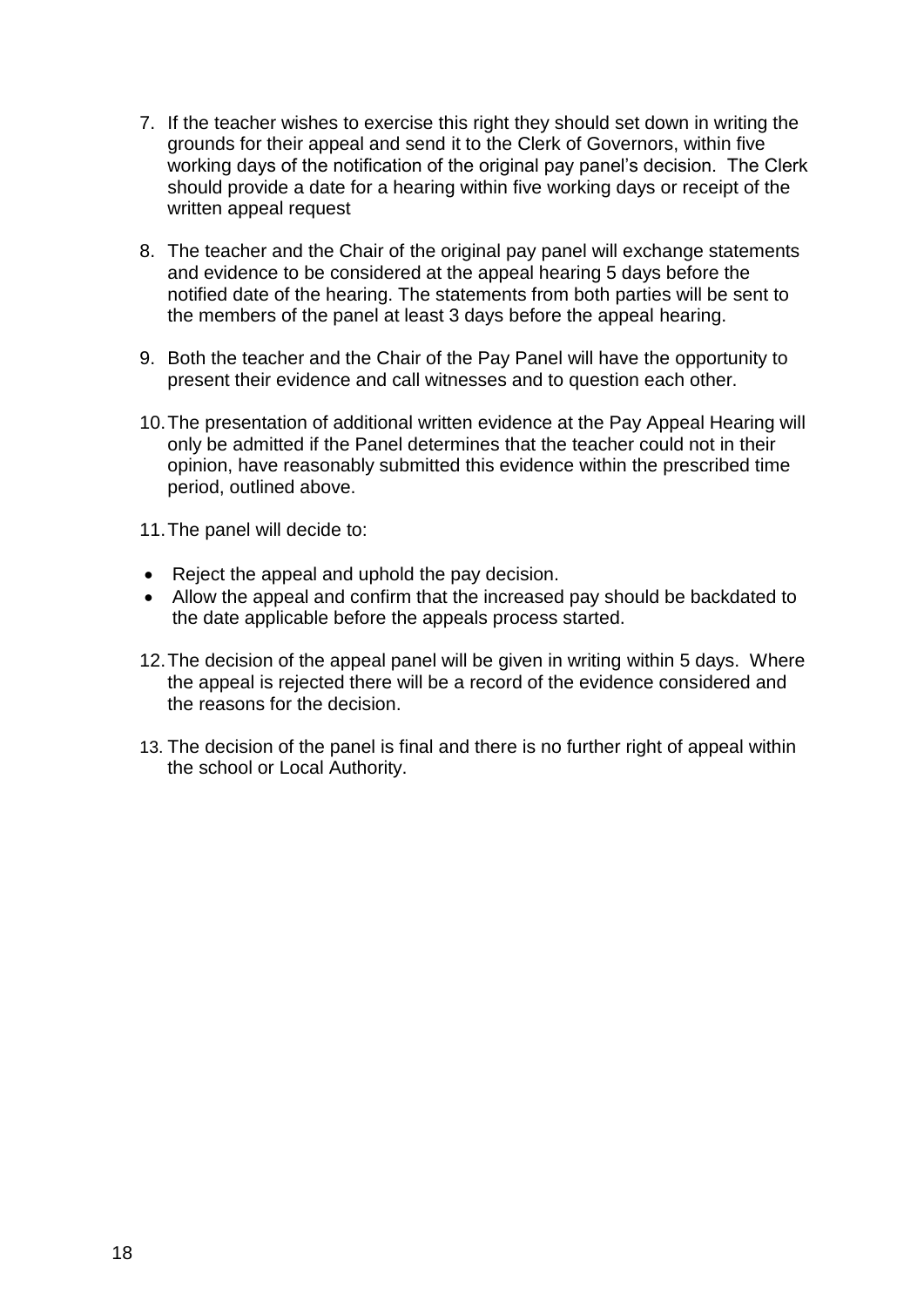7. If the teacher wishes to exercise this right they should set down in writing the grounds for their appeal and send it to the Clerk of Governors, within five working days of the notification of the original pay panel's decision. The Clerk should provide a date for a hearing within five working days or receipt of the written appeal request

8. The teacher and the Chair of the original pay panel will exchange statements and evidence to be considered at the appeal hearing 5 days before the notified date of the hearing. The statements from both parties will be sent to the members of the panel at least 3 days before the appeal hearing.

9. Both the teacher and the Chair of the Pay Panel will have the opportunity to present their evidence and call witnesses and to question each other.

10. The presentation of additional written evidence at the Pay Appeal Hearing will only be admitted if the Panel determines that the teacher could not in their opinion, have reasonably submitted this evidence within the prescribed time period, outlined above.

11. The panel will decide to:

- Reject the appeal and uphold the pay decision.
- Allow the appeal and confirm that the increased pay should be backdated to the date applicable before the appeals process started.

12. The decision of the appeal panel will be given in writing within 5 days. Where the appeal is rejected there will be a record of the evidence considered and the reasons for the decision.

13. The decision of the panel is final and there is no further right of appeal within the school or Local Authority.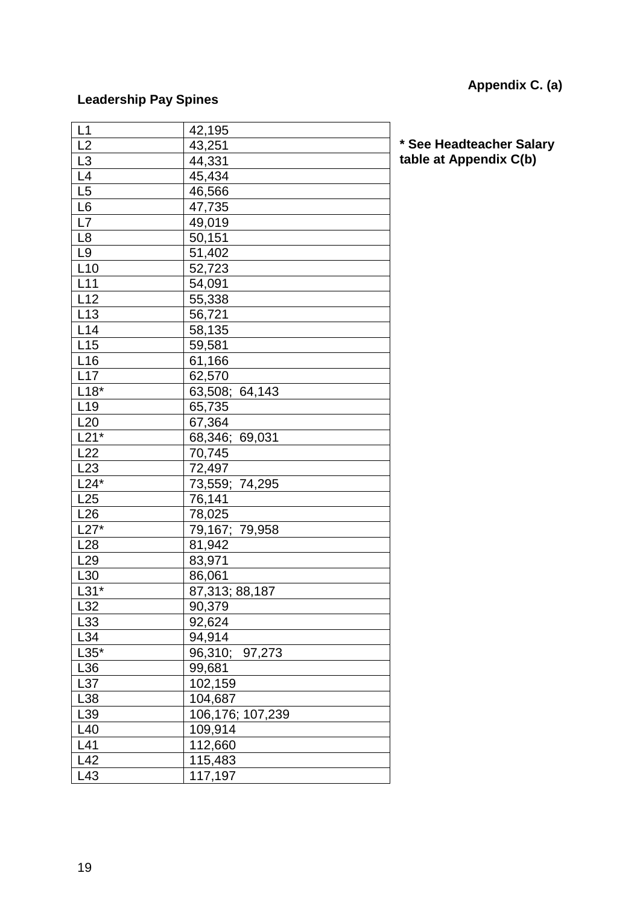**Appendix C. (a)**

**Leadership Pay Spines**

| | |
|---|---|
| L1 | 42,195 |
| L2 | 43,251 |
| L3 | 44,331 |
| L4 | 45,434 |
| L5 | 46,566 |
| L6 | 47,735 |
| L7 | 49,019 |
| L8 | 50,151 |
| L9 | 51,402 |
| L10 | 52,723 |
| L11 | 54,091 |
| L12 | 55,338 |
| L13 | 56,721 |
| L14 | 58,135 |
| L15 | 59,581 |
| L16 | 61,166 |
| L17 | 62,570 |
| L18* | 63,508; 64,143 |
| L19 | 65,735 |
| L20 | 67,364 |
| L21* | 68,346; 69,031 |
| L22 | 70,745 |
| L23 | 72,497 |
| L24* | 73,559; 74,295 |
| L25 | 76,141 |
| L26 | 78,025 |
| L27* | 79,167; 79,958 |
| L28 | 81,942 |
| L29 | 83,971 |
| L30 | 86,061 |
| L31* | 87,313; 88,187 |
| L32 | 90,379 |
| L33 | 92,624 |
| L34 | 94,914 |
| L35* | 96,310; 97,273 |
| L36 | 99,681 |
| L37 | 102,159 |
| L38 | 104,687 |
| L39 | 106,176; 107,239 |
| L40 | 109,914 |
| L41 | 112,660 |
| L42 | 115,483 |
| L43 | 117,197 |

**\* See Headteacher Salary table at Appendix C(b)**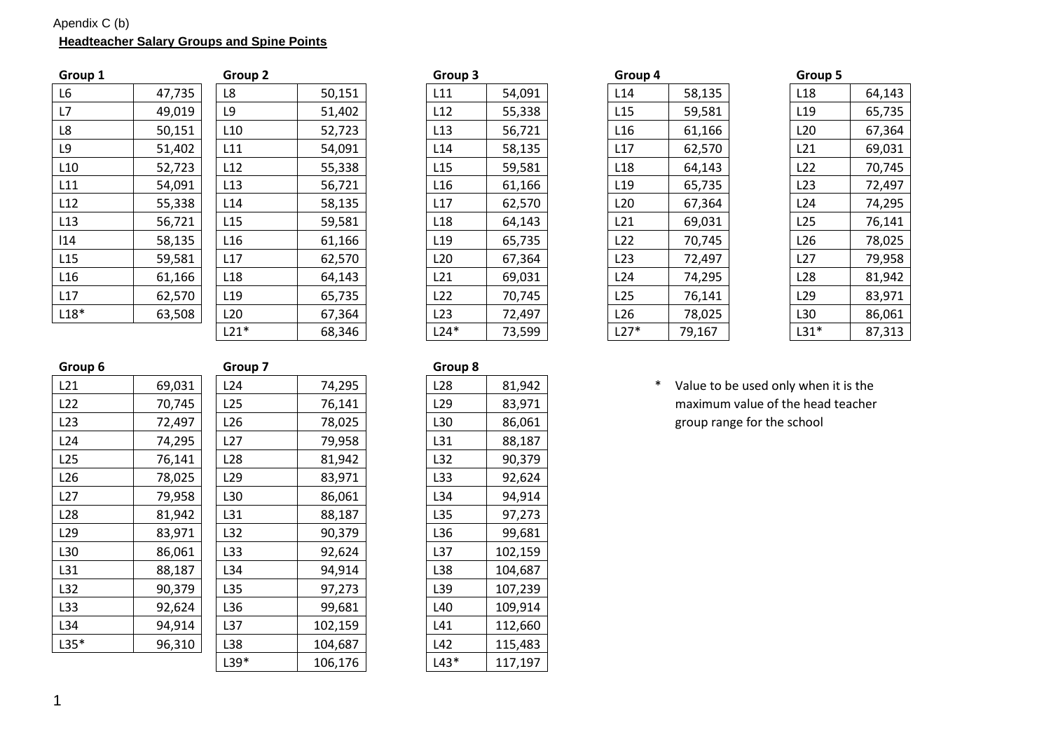Apendix C (b)

**Headteacher Salary Groups and Spine Points**

**Group 1**

| | |
|---|---|
| L6 | 47,735 |
| L7 | 49,019 |
| L8 | 50,151 |
| L9 | 51,402 |
| L10 | 52,723 |
| L11 | 54,091 |
| L12 | 55,338 |
| L13 | 56,721 |
| l14 | 58,135 |
| L15 | 59,581 |
| L16 | 61,166 |
| L17 | 62,570 |
| L18* | 63,508 |

**Group 2**

| | |
|---|---|
| L8 | 50,151 |
| L9 | 51,402 |
| L10 | 52,723 |
| L11 | 54,091 |
| L12 | 55,338 |
| L13 | 56,721 |
| L14 | 58,135 |
| L15 | 59,581 |
| L16 | 61,166 |
| L17 | 62,570 |
| L18 | 64,143 |
| L19 | 65,735 |
| L20 | 67,364 |
| L21* | 68,346 |

**Group 3**

| | |
|---|---|
| L11 | 54,091 |
| L12 | 55,338 |
| L13 | 56,721 |
| L14 | 58,135 |
| L15 | 59,581 |
| L16 | 61,166 |
| L17 | 62,570 |
| L18 | 64,143 |
| L19 | 65,735 |
| L20 | 67,364 |
| L21 | 69,031 |
| L22 | 70,745 |
| L23 | 72,497 |
| L24* | 73,599 |

**Group 4**

| | |
|---|---|
| L14 | 58,135 |
| L15 | 59,581 |
| L16 | 61,166 |
| L17 | 62,570 |
| L18 | 64,143 |
| L19 | 65,735 |
| L20 | 67,364 |
| L21 | 69,031 |
| L22 | 70,745 |
| L23 | 72,497 |
| L24 | 74,295 |
| L25 | 76,141 |
| L26 | 78,025 |
| L27* | 79,167 |

**Group 5**

| | |
|---|---|
| L18 | 64,143 |
| L19 | 65,735 |
| L20 | 67,364 |
| L21 | 69,031 |
| L22 | 70,745 |
| L23 | 72,497 |
| L24 | 74,295 |
| L25 | 76,141 |
| L26 | 78,025 |
| L27 | 79,958 |
| L28 | 81,942 |
| L29 | 83,971 |
| L30 | 86,061 |
| L31* | 87,313 |

**Group 6**

| | |
|---|---|
| L21 | 69,031 |
| L22 | 70,745 |
| L23 | 72,497 |
| L24 | 74,295 |
| L25 | 76,141 |
| L26 | 78,025 |
| L27 | 79,958 |
| L28 | 81,942 |
| L29 | 83,971 |
| L30 | 86,061 |
| L31 | 88,187 |
| L32 | 90,379 |
| L33 | 92,624 |
| L34 | 94,914 |
| L35* | 96,310 |

**Group 7**

| | |
|---|---|
| L24 | 74,295 |
| L25 | 76,141 |
| L26 | 78,025 |
| L27 | 79,958 |
| L28 | 81,942 |
| L29 | 83,971 |
| L30 | 86,061 |
| L31 | 88,187 |
| L32 | 90,379 |
| L33 | 92,624 |
| L34 | 94,914 |
| L35 | 97,273 |
| L36 | 99,681 |
| L37 | 102,159 |
| L38 | 104,687 |
| L39* | 106,176 |

**Group 8**

| | |
|---|---|
| L28 | 81,942 |
| L29 | 83,971 |
| L30 | 86,061 |
| L31 | 88,187 |
| L32 | 90,379 |
| L33 | 92,624 |
| L34 | 94,914 |
| L35 | 97,273 |
| L36 | 99,681 |
| L37 | 102,159 |
| L38 | 104,687 |
| L39 | 107,239 |
| L40 | 109,914 |
| L41 | 112,660 |
| L42 | 115,483 |
| L43* | 117,197 |

\* Value to be used only when it is the maximum value of the head teacher group range for the school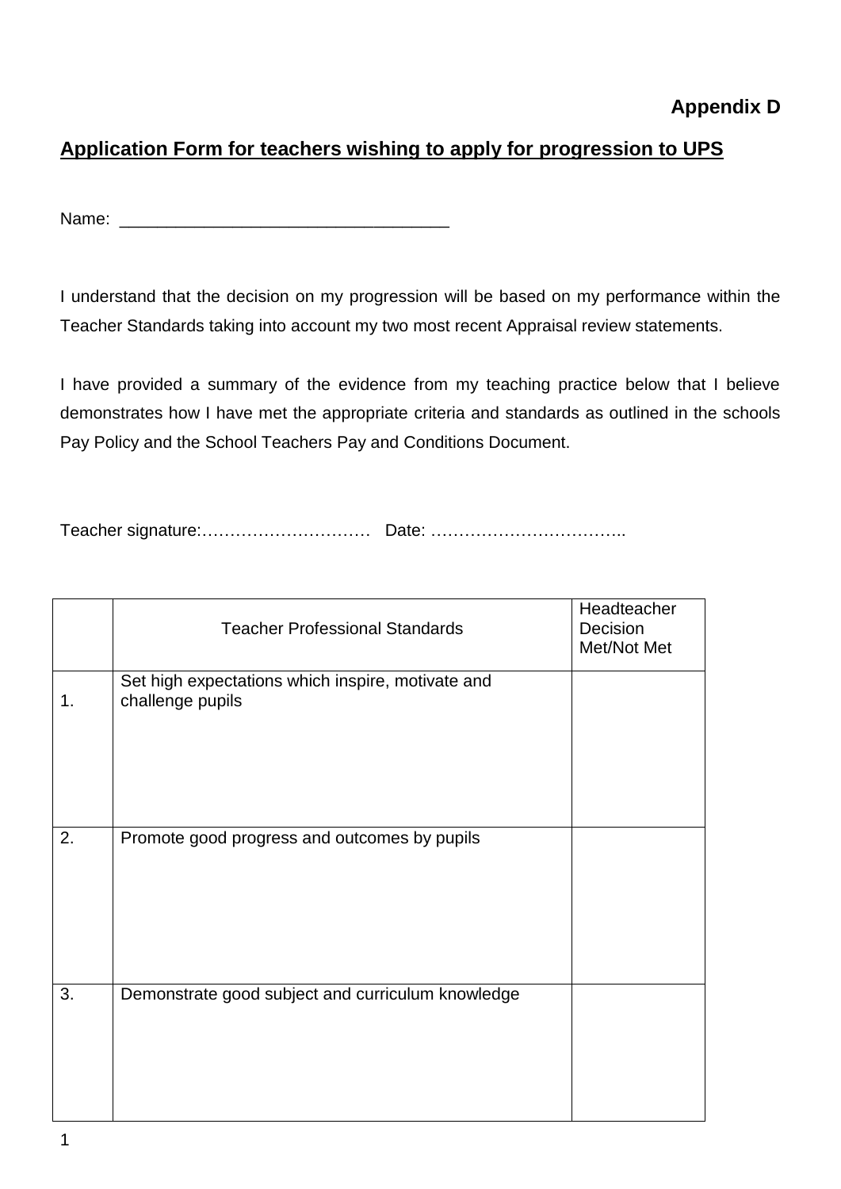**Appendix D**

## Application Form for teachers wishing to apply for progression to UPS

Name: ___________________________________

I understand that the decision on my progression will be based on my performance within the Teacher Standards taking into account my two most recent Appraisal review statements.

I have provided a summary of the evidence from my teaching practice below that I believe demonstrates how I have met the appropriate criteria and standards as outlined in the schools Pay Policy and the School Teachers Pay and Conditions Document.

Teacher signature:………………………… Date: ……………………………..

| | Teacher Professional Standards | Headteacher Decision Met/Not Met |
|---|---|---|
| 1. | Set high expectations which inspire, motivate and challenge pupils | |
| 2. | Promote good progress and outcomes by pupils | |
| 3. | Demonstrate good subject and curriculum knowledge | |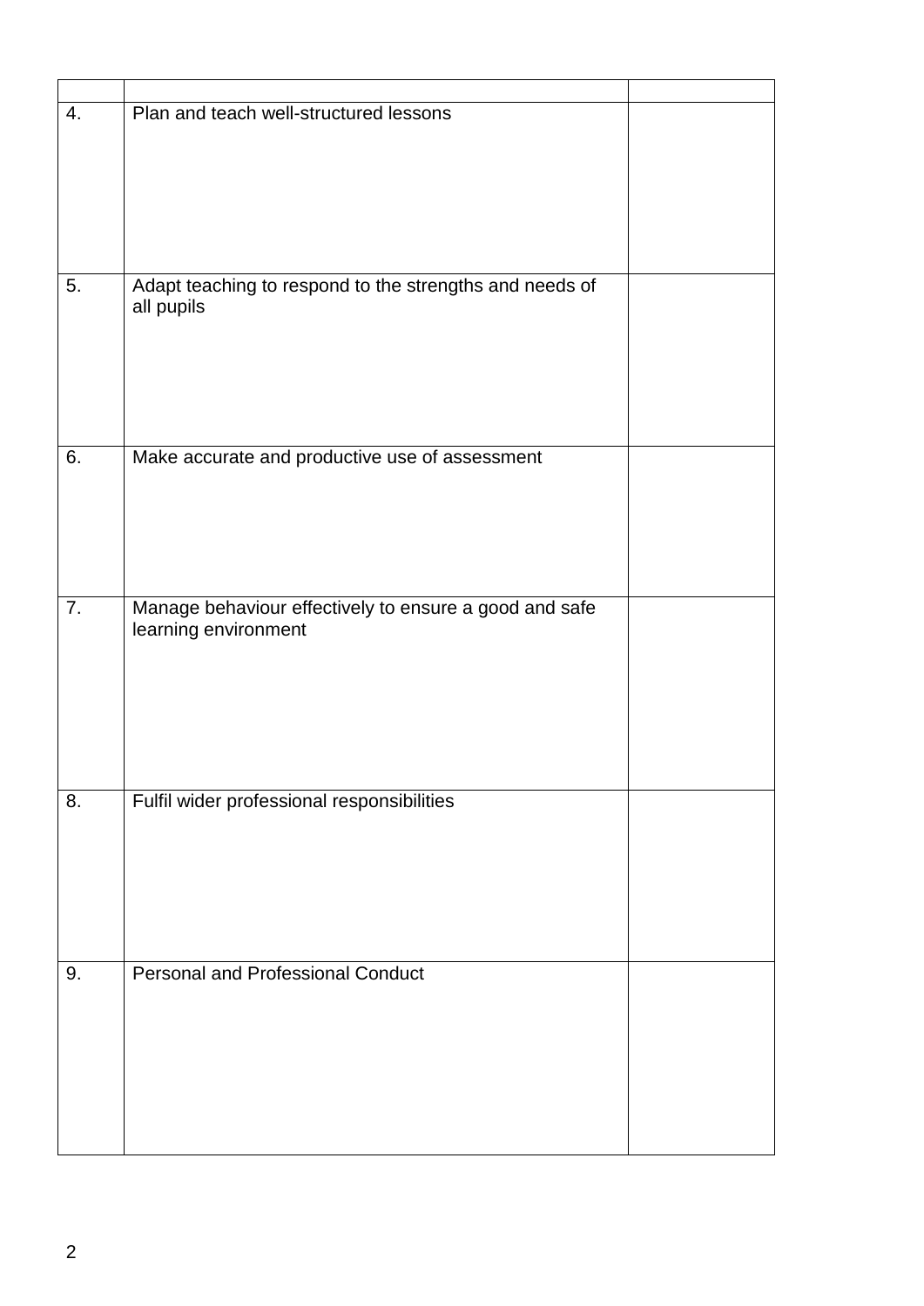| | | |
|---|---|---|
| 4. | Plan and teach well-structured lessons | |
| 5. | Adapt teaching to respond to the strengths and needs of all pupils | |
| 6. | Make accurate and productive use of assessment | |
| 7. | Manage behaviour effectively to ensure a good and safe learning environment | |
| 8. | Fulfil wider professional responsibilities | |
| 9. | Personal and Professional Conduct | |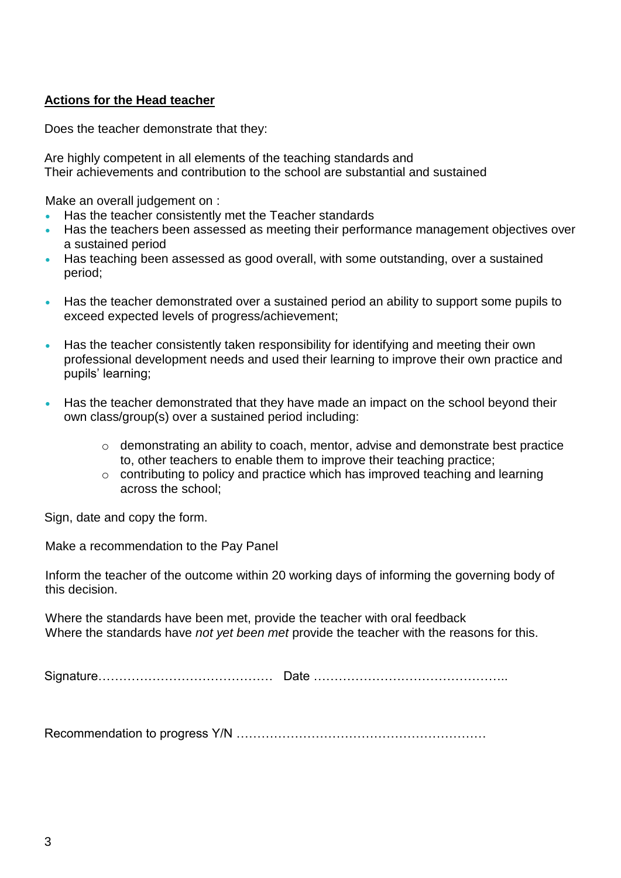**Actions for the Head teacher**

Does the teacher demonstrate that they:

Are highly competent in all elements of the teaching standards and
Their achievements and contribution to the school are substantial and sustained

Make an overall judgement on :

- Has the teacher consistently met the Teacher standards
- Has the teachers been assessed as meeting their performance management objectives over a sustained period
- Has teaching been assessed as good overall, with some outstanding, over a sustained period;
- Has the teacher demonstrated over a sustained period an ability to support some pupils to exceed expected levels of progress/achievement;
- Has the teacher consistently taken responsibility for identifying and meeting their own professional development needs and used their learning to improve their own practice and pupils' learning;
- Has the teacher demonstrated that they have made an impact on the school beyond their own class/group(s) over a sustained period including:
    - demonstrating an ability to coach, mentor, advise and demonstrate best practice to, other teachers to enable them to improve their teaching practice;
    - contributing to policy and practice which has improved teaching and learning across the school;

Sign, date and copy the form.

Make a recommendation to the Pay Panel

Inform the teacher of the outcome within 20 working days of informing the governing body of this decision.

Where the standards have been met, provide the teacher with oral feedback
Where the standards have *not yet been met* provide the teacher with the reasons for this.

Signature…………………………………… Date ………………………………………..

Recommendation to progress Y/N ……………………………………………………